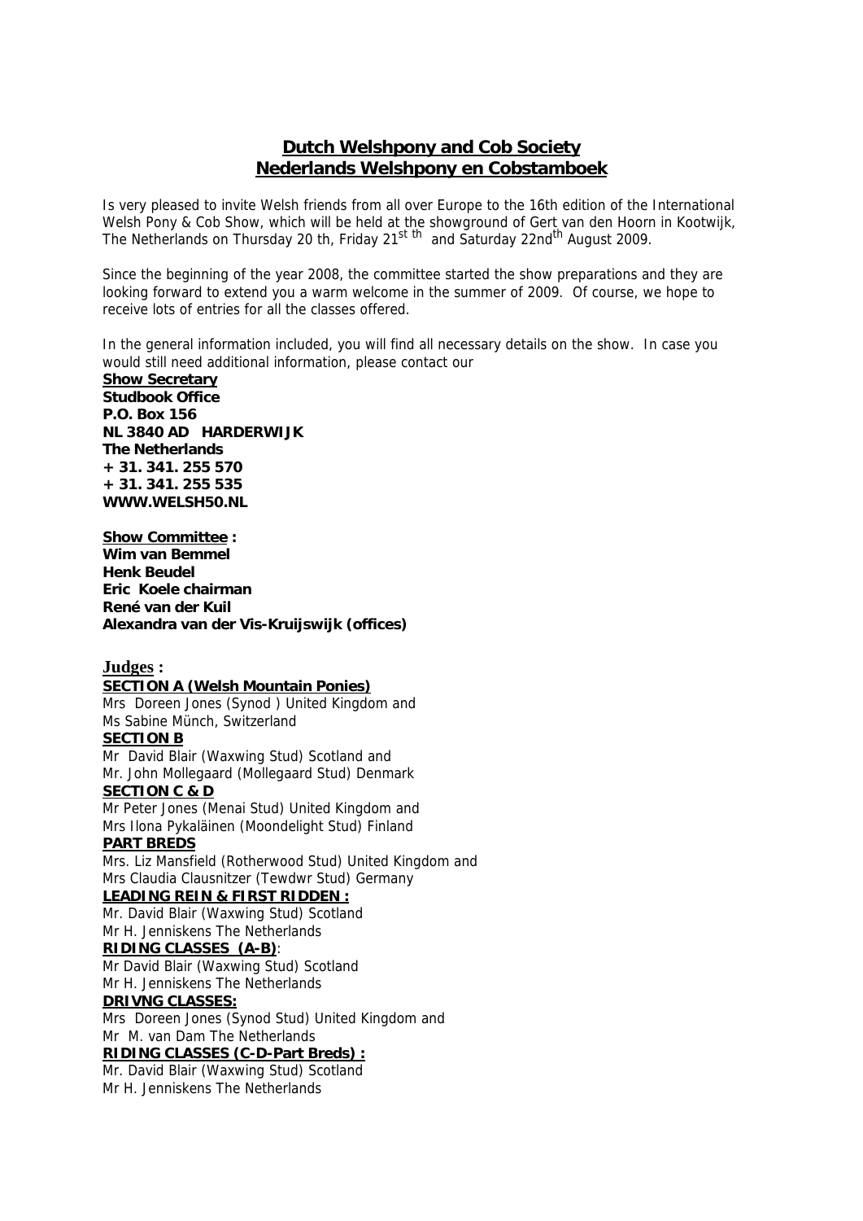## Dutch Welshpony and Cob Society
## Nederlands Welshpony en Cobstamboek

Is very pleased to invite Welsh friends from all over Europe to the 16th edition of the International Welsh Pony & Cob Show, which will be held at the showground of Gert van den Hoorn in Kootwijk, The Netherlands on Thursday 20 th, Friday 21st th and Saturday 22nd th August 2009.

Since the beginning of the year 2008, the committee started the show preparations and they are looking forward to extend you a warm welcome in the summer of 2009. Of course, we hope to receive lots of entries for all the classes offered.

In the general information included, you will find all necessary details on the show. In case you would still need additional information, please contact our

**Show Secretary**
**Studbook Office**
**P.O. Box 156**
**NL 3840 AD HARDERWIJK**
**The Netherlands**
**+ 31. 341. 255 570**
**+ 31. 341. 255 535**
**WWW.WELSH50.NL**

**Show Committee :**
**Wim van Bemmel**
**Henk Beudel**
**Eric Koele chairman**
**René van der Kuil**
**Alexandra van der Vis-Kruijswijk (offices)**

**Judges :**

**SECTION A (Welsh Mountain Ponies)**
Mrs Doreen Jones (Synod ) United Kingdom and
Ms Sabine Münch, Switzerland

**SECTION B**
Mr David Blair (Waxwing Stud) Scotland and
Mr. John Mollegaard (Mollegaard Stud) Denmark

**SECTION C & D**
Mr Peter Jones (Menai Stud) United Kingdom and
Mrs Ilona Pykaläinen (Moondelight Stud) Finland

**PART BREDS**
Mrs. Liz Mansfield (Rotherwood Stud) United Kingdom and
Mrs Claudia Clausnitzer (Tewdwr Stud) Germany

**LEADING REIN & FIRST RIDDEN :**
Mr. David Blair (Waxwing Stud) Scotland
Mr H. Jenniskens The Netherlands

**RIDING CLASSES (A-B)**:
Mr David Blair (Waxwing Stud) Scotland
Mr H. Jenniskens The Netherlands

**DRIVNG CLASSES:**
Mrs Doreen Jones (Synod Stud) United Kingdom and
Mr M. van Dam The Netherlands

**RIDING CLASSES (C-D-Part Breds) :**
Mr. David Blair (Waxwing Stud) Scotland
Mr H. Jenniskens The Netherlands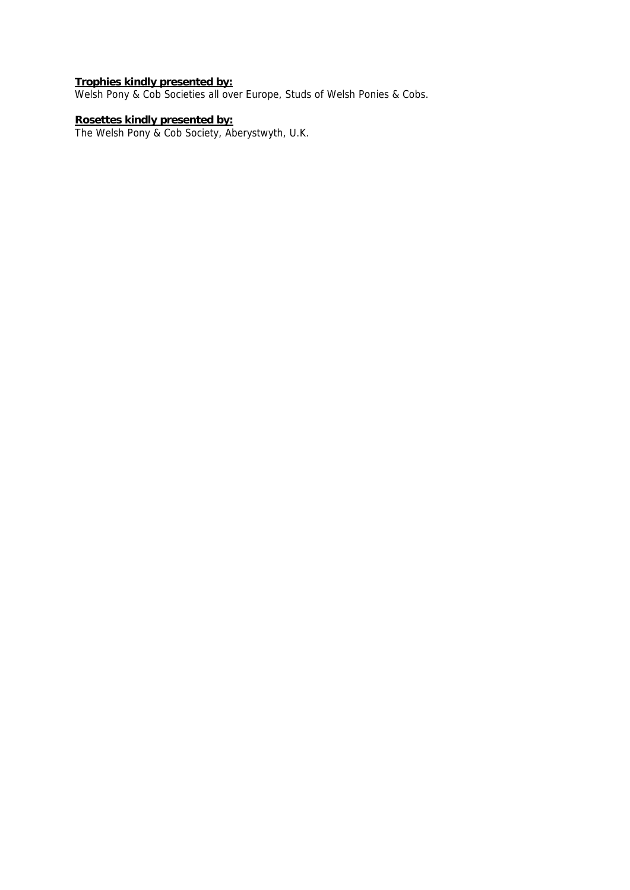**Trophies kindly presented by:**

Welsh Pony & Cob Societies all over Europe, Studs of Welsh Ponies & Cobs.

**Rosettes kindly presented by:**

The Welsh Pony & Cob Society, Aberystwyth, U.K.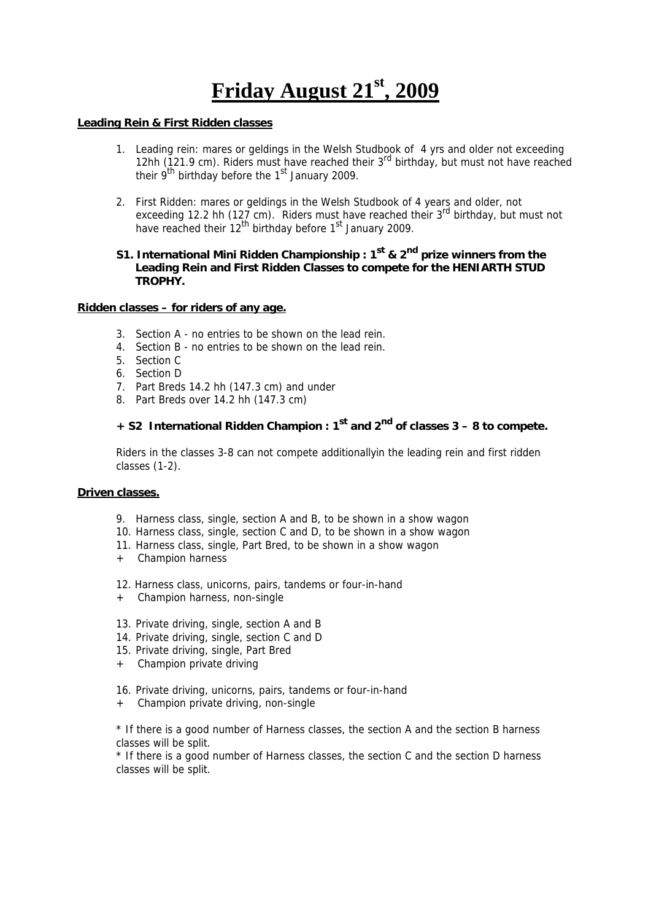# Friday August 21st, 2009

**Leading Rein & First Ridden classes**

1. Leading rein: mares or geldings in the Welsh Studbook of 4 yrs and older not exceeding 12hh (121.9 cm). Riders must have reached their 3rd birthday, but must not have reached their 9th birthday before the 1st January 2009.

2. First Ridden: mares or geldings in the Welsh Studbook of 4 years and older, not exceeding 12.2 hh (127 cm). Riders must have reached their 3rd birthday, but must not have reached their 12th birthday before 1st January 2009.

**S1. International Mini Ridden Championship : 1st & 2nd prize winners from the Leading Rein and First Ridden Classes to compete for the HENIARTH STUD TROPHY.**

**Ridden classes – for riders of any age.**

3. Section A - no entries to be shown on the lead rein.
4. Section B - no entries to be shown on the lead rein.
5. Section C
6. Section D
7. Part Breds 14.2 hh (147.3 cm) and under
8. Part Breds over 14.2 hh (147.3 cm)

**+ S2 International Ridden Champion : 1st and 2nd of classes 3 – 8 to compete.**

Riders in the classes 3-8 can not compete additionallyin the leading rein and first ridden classes (1-2).

**Driven classes.**

9. Harness class, single, section A and B, to be shown in a show wagon
10. Harness class, single, section C and D, to be shown in a show wagon
11. Harness class, single, Part Bred, to be shown in a show wagon

\+ Champion harness

12. Harness class, unicorns, pairs, tandems or four-in-hand

\+ Champion harness, non-single

13. Private driving, single, section A and B
14. Private driving, single, section C and D
15. Private driving, single, Part Bred

\+ Champion private driving

16. Private driving, unicorns, pairs, tandems or four-in-hand

\+ Champion private driving, non-single

\* If there is a good number of Harness classes, the section A and the section B harness classes will be split.

\* If there is a good number of Harness classes, the section C and the section D harness classes will be split.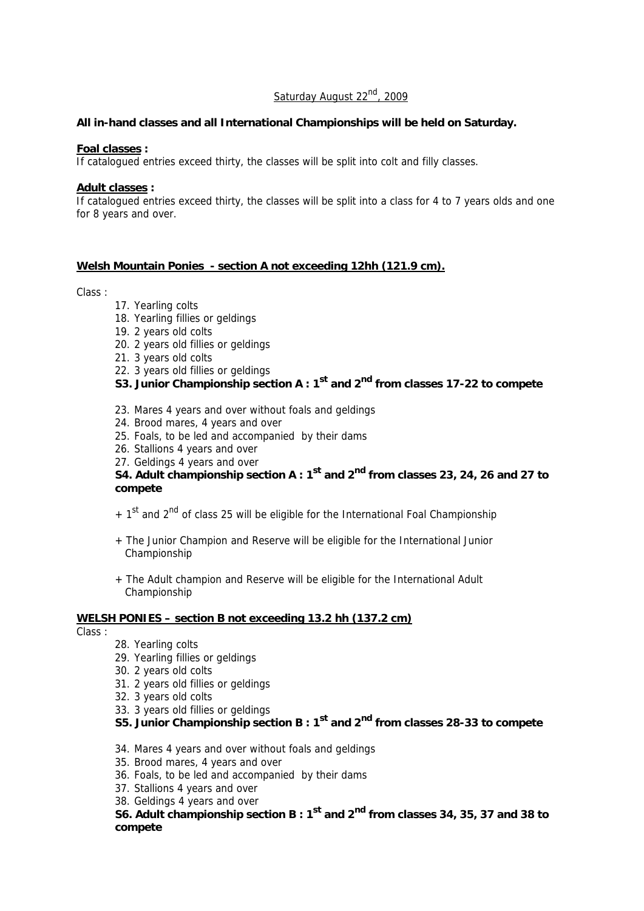Saturday August 22nd, 2009

**All in-hand classes and all International Championships will be held on Saturday.**

**Foal classes :**

If catalogued entries exceed thirty, the classes will be split into colt and filly classes.

**Adult classes :**

If catalogued entries exceed thirty, the classes will be split into a class for 4 to 7 years olds and one for 8 years and over.

**Welsh Mountain Ponies - section A not exceeding 12hh (121.9 cm).**

Class :

17. Yearling colts
18. Yearling fillies or geldings
19. 2 years old colts
20. 2 years old fillies or geldings
21. 3 years old colts
22. 3 years old fillies or geldings

**S3. Junior Championship section A : 1st and 2nd from classes 17-22 to compete**

23. Mares 4 years and over without foals and geldings
24. Brood mares, 4 years and over
25. Foals, to be led and accompanied by their dams
26. Stallions 4 years and over
27. Geldings 4 years and over

**S4. Adult championship section A : 1st and 2nd from classes 23, 24, 26 and 27 to compete**

+ 1st and 2nd of class 25 will be eligible for the International Foal Championship

+ The Junior Champion and Reserve will be eligible for the International Junior Championship

+ The Adult champion and Reserve will be eligible for the International Adult Championship

**WELSH PONIES – section B not exceeding 13.2 hh (137.2 cm)**

Class :

28. Yearling colts
29. Yearling fillies or geldings
30. 2 years old colts
31. 2 years old fillies or geldings
32. 3 years old colts
33. 3 years old fillies or geldings

**S5. Junior Championship section B : 1st and 2nd from classes 28-33 to compete**

34. Mares 4 years and over without foals and geldings
35. Brood mares, 4 years and over
36. Foals, to be led and accompanied by their dams
37. Stallions 4 years and over
38. Geldings 4 years and over

**S6. Adult championship section B : 1st and 2nd from classes 34, 35, 37 and 38 to compete**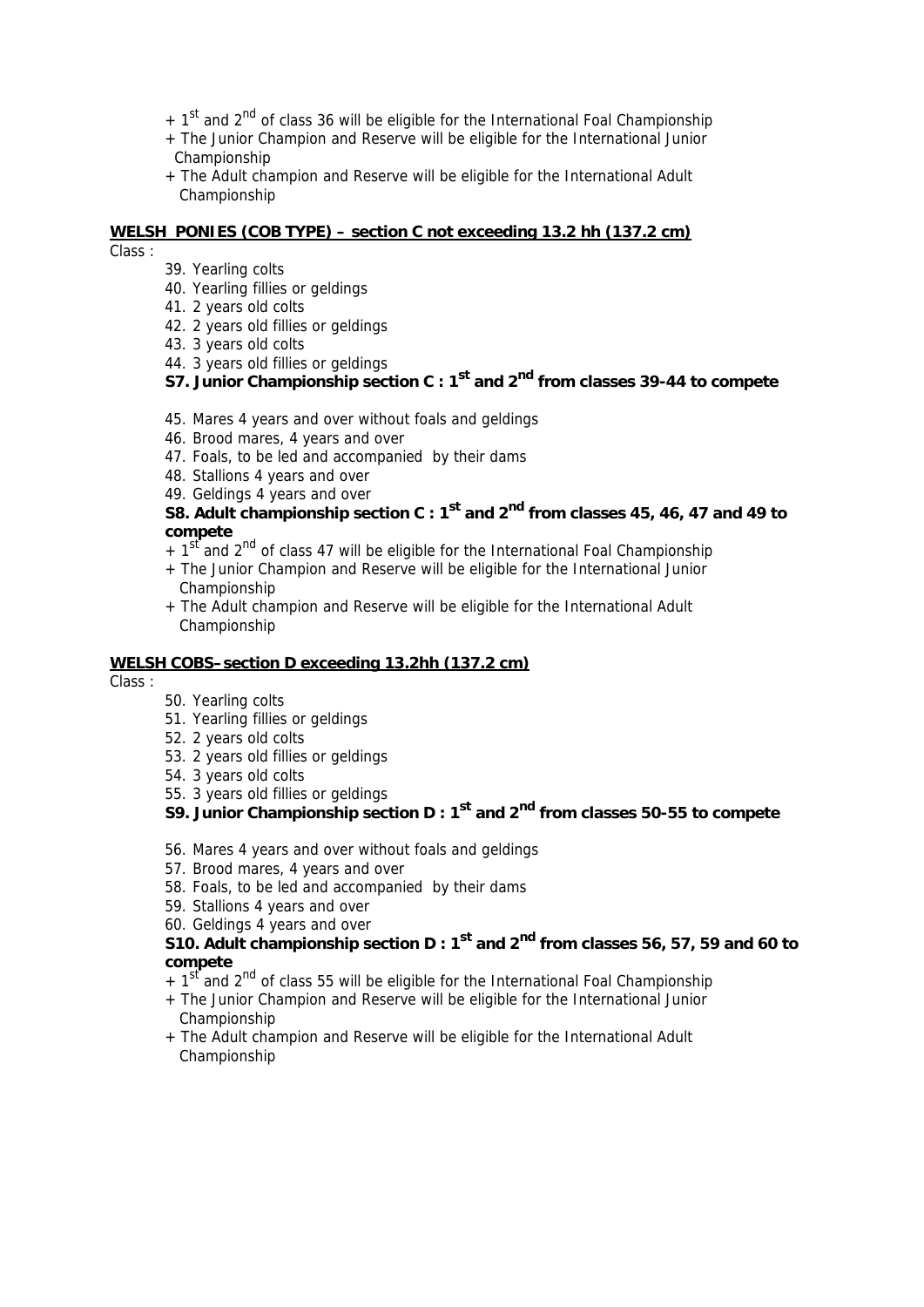+ 1st and 2nd of class 36 will be eligible for the International Foal Championship
+ The Junior Champion and Reserve will be eligible for the International Junior Championship
+ The Adult champion and Reserve will be eligible for the International Adult Championship

**WELSH PONIES (COB TYPE) – section C not exceeding 13.2 hh (137.2 cm)**

Class :

39. Yearling colts
40. Yearling fillies or geldings
41. 2 years old colts
42. 2 years old fillies or geldings
43. 3 years old colts
44. 3 years old fillies or geldings

**S7. Junior Championship section C : 1st and 2nd from classes 39-44 to compete**

45. Mares 4 years and over without foals and geldings
46. Brood mares, 4 years and over
47. Foals, to be led and accompanied by their dams
48. Stallions 4 years and over
49. Geldings 4 years and over

**S8. Adult championship section C : 1st and 2nd from classes 45, 46, 47 and 49 to compete**

+ 1st and 2nd of class 47 will be eligible for the International Foal Championship
+ The Junior Champion and Reserve will be eligible for the International Junior Championship
+ The Adult champion and Reserve will be eligible for the International Adult Championship

**WELSH COBS–section D exceeding 13.2hh (137.2 cm)**

Class :

50. Yearling colts
51. Yearling fillies or geldings
52. 2 years old colts
53. 2 years old fillies or geldings
54. 3 years old colts
55. 3 years old fillies or geldings

**S9. Junior Championship section D : 1st and 2nd from classes 50-55 to compete**

56. Mares 4 years and over without foals and geldings
57. Brood mares, 4 years and over
58. Foals, to be led and accompanied by their dams
59. Stallions 4 years and over
60. Geldings 4 years and over

**S10. Adult championship section D : 1st and 2nd from classes 56, 57, 59 and 60 to compete**

+ 1st and 2nd of class 55 will be eligible for the International Foal Championship
+ The Junior Champion and Reserve will be eligible for the International Junior Championship
+ The Adult champion and Reserve will be eligible for the International Adult Championship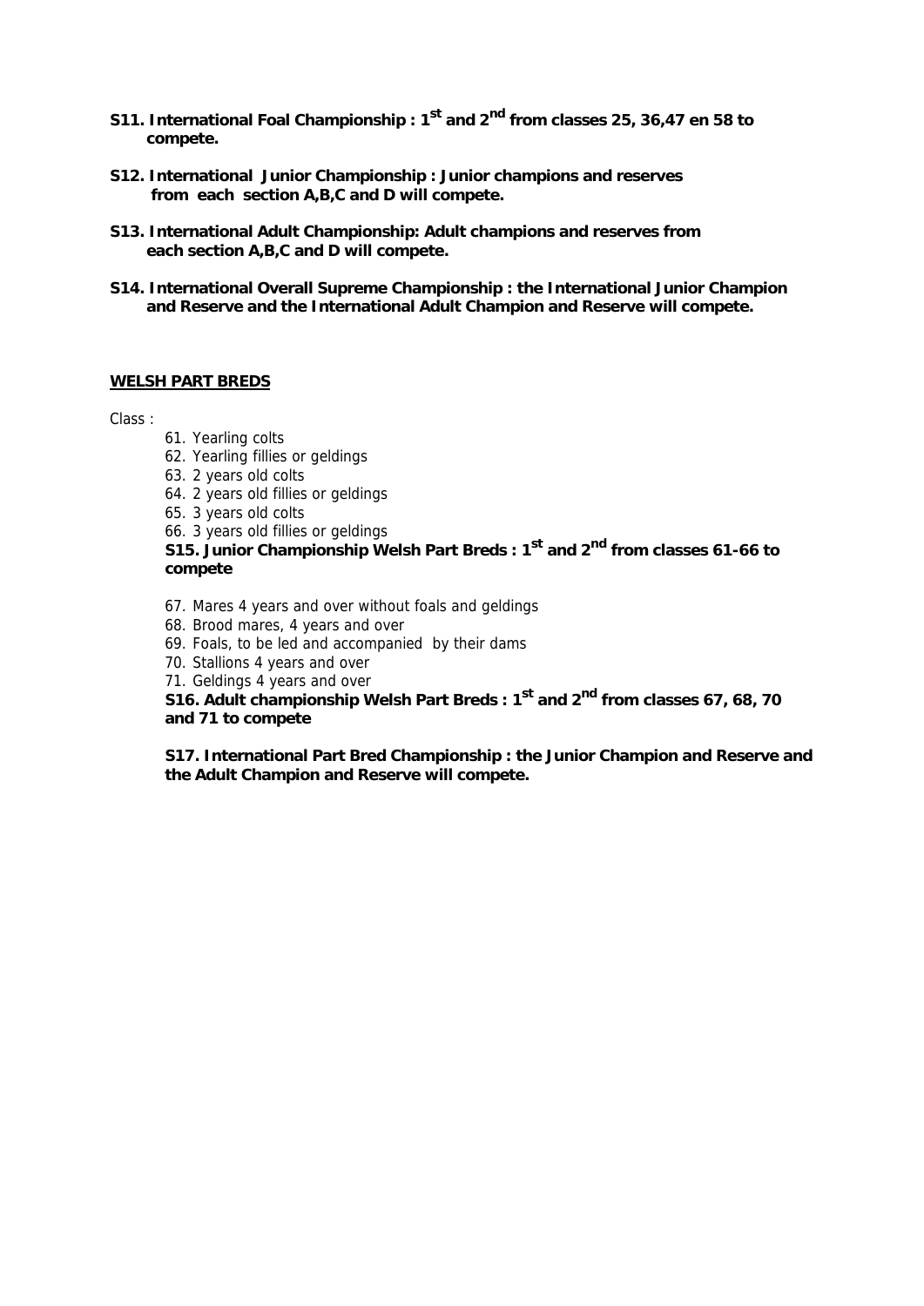**S11. International Foal Championship : 1st and 2nd from classes 25, 36,47 en 58 to compete.**

**S12. International Junior Championship : Junior champions and reserves from each section A,B,C and D will compete.**

**S13. International Adult Championship: Adult champions and reserves from each section A,B,C and D will compete.**

**S14. International Overall Supreme Championship : the International Junior Champion and Reserve and the International Adult Champion and Reserve will compete.**

**<u>WELSH PART BREDS</u>**

Class :

61. Yearling colts
62. Yearling fillies or geldings
63. 2 years old colts
64. 2 years old fillies or geldings
65. 3 years old colts
66. 3 years old fillies or geldings

**S15. Junior Championship Welsh Part Breds : 1st and 2nd from classes 61-66 to compete**

67. Mares 4 years and over without foals and geldings
68. Brood mares, 4 years and over
69. Foals, to be led and accompanied by their dams
70. Stallions 4 years and over
71. Geldings 4 years and over

**S16. Adult championship Welsh Part Breds : 1st and 2nd from classes 67, 68, 70 and 71 to compete**

**S17. International Part Bred Championship : the Junior Champion and Reserve and the Adult Champion and Reserve will compete.**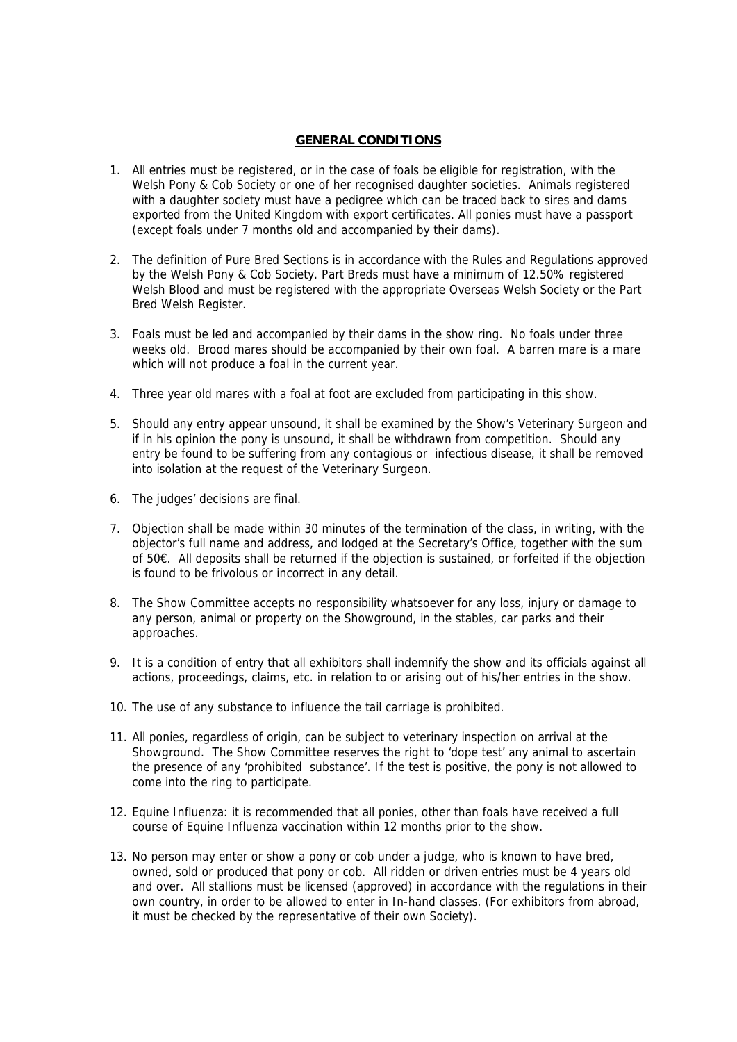## GENERAL CONDITIONS

1. All entries must be registered, or in the case of foals be eligible for registration, with the Welsh Pony & Cob Society or one of her recognised daughter societies. Animals registered with a daughter society must have a pedigree which can be traced back to sires and dams exported from the United Kingdom with export certificates. All ponies must have a passport (except foals under 7 months old and accompanied by their dams).

2. The definition of Pure Bred Sections is in accordance with the Rules and Regulations approved by the Welsh Pony & Cob Society. Part Breds must have a minimum of 12.50% registered Welsh Blood and must be registered with the appropriate Overseas Welsh Society or the Part Bred Welsh Register.

3. Foals must be led and accompanied by their dams in the show ring. No foals under three weeks old. Brood mares should be accompanied by their own foal. A barren mare is a mare which will not produce a foal in the current year.

4. Three year old mares with a foal at foot are excluded from participating in this show.

5. Should any entry appear unsound, it shall be examined by the Show's Veterinary Surgeon and if in his opinion the pony is unsound, it shall be withdrawn from competition. Should any entry be found to be suffering from any contagious or infectious disease, it shall be removed into isolation at the request of the Veterinary Surgeon.

6. The judges' decisions are final.

7. Objection shall be made within 30 minutes of the termination of the class, in writing, with the objector's full name and address, and lodged at the Secretary's Office, together with the sum of 50€. All deposits shall be returned if the objection is sustained, or forfeited if the objection is found to be frivolous or incorrect in any detail.

8. The Show Committee accepts no responsibility whatsoever for any loss, injury or damage to any person, animal or property on the Showground, in the stables, car parks and their approaches.

9. It is a condition of entry that all exhibitors shall indemnify the show and its officials against all actions, proceedings, claims, etc. in relation to or arising out of his/her entries in the show.

10. The use of any substance to influence the tail carriage is prohibited.

11. All ponies, regardless of origin, can be subject to veterinary inspection on arrival at the Showground. The Show Committee reserves the right to 'dope test' any animal to ascertain the presence of any 'prohibited substance'. If the test is positive, the pony is not allowed to come into the ring to participate.

12. Equine Influenza: it is recommended that all ponies, other than foals have received a full course of Equine Influenza vaccination within 12 months prior to the show.

13. No person may enter or show a pony or cob under a judge, who is known to have bred, owned, sold or produced that pony or cob. All ridden or driven entries must be 4 years old and over. All stallions must be licensed (approved) in accordance with the regulations in their own country, in order to be allowed to enter in In-hand classes. (For exhibitors from abroad, it must be checked by the representative of their own Society).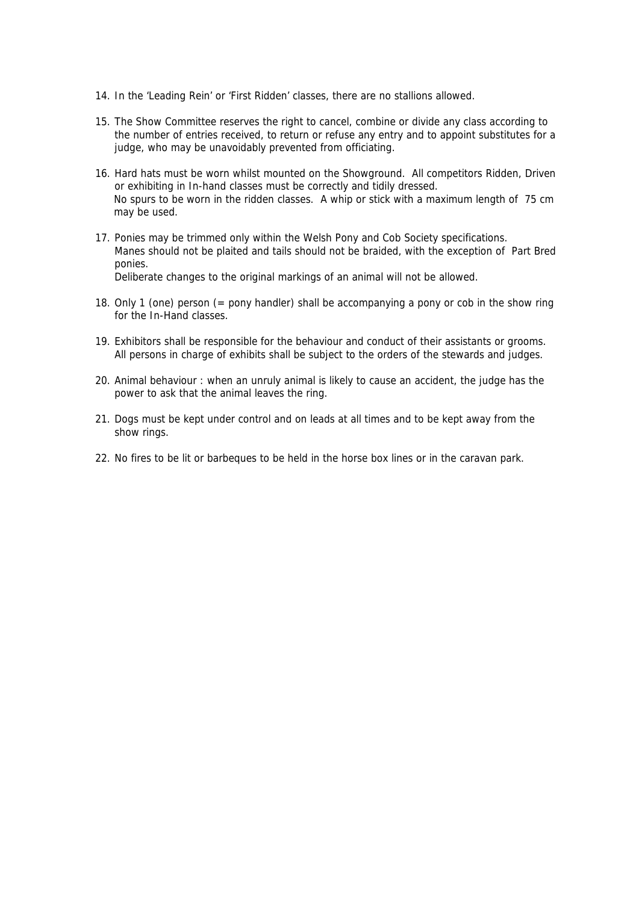14. In the 'Leading Rein' or 'First Ridden' classes, there are no stallions allowed.

15. The Show Committee reserves the right to cancel, combine or divide any class according to the number of entries received, to return or refuse any entry and to appoint substitutes for a judge, who may be unavoidably prevented from officiating.

16. Hard hats must be worn whilst mounted on the Showground. All competitors Ridden, Driven or exhibiting in In-hand classes must be correctly and tidily dressed.
    No spurs to be worn in the ridden classes. A whip or stick with a maximum length of 75 cm may be used.

17. Ponies may be trimmed only within the Welsh Pony and Cob Society specifications.
    Manes should not be plaited and tails should not be braided, with the exception of Part Bred ponies.
    Deliberate changes to the original markings of an animal will not be allowed.

18. Only 1 (one) person (= pony handler) shall be accompanying a pony or cob in the show ring for the In-Hand classes.

19. Exhibitors shall be responsible for the behaviour and conduct of their assistants or grooms. All persons in charge of exhibits shall be subject to the orders of the stewards and judges.

20. Animal behaviour : when an unruly animal is likely to cause an accident, the judge has the power to ask that the animal leaves the ring.

21. Dogs must be kept under control and on leads at all times and to be kept away from the show rings.

22. No fires to be lit or barbeques to be held in the horse box lines or in the caravan park.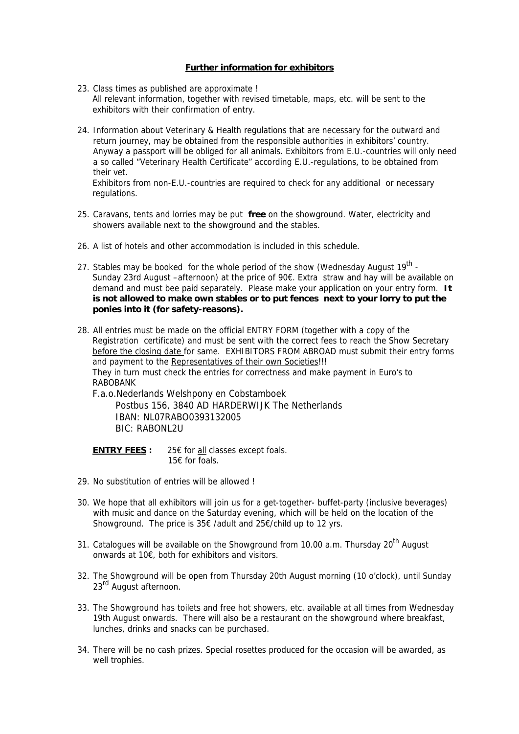## **Further information for exhibitors**

23. Class times as published are approximate !
    All relevant information, together with revised timetable, maps, etc. will be sent to the exhibitors with their confirmation of entry.

24. Information about Veterinary & Health regulations that are necessary for the outward and return journey, may be obtained from the responsible authorities in exhibitors' country. Anyway a passport will be obliged for all animals. Exhibitors from E.U.-countries will only need a so called "Veterinary Health Certificate" according E.U.-regulations, to be obtained from their vet.
    Exhibitors from non-E.U.-countries are required to check for any additional or necessary regulations.

25. Caravans, tents and lorries may be put **free** on the showground. Water, electricity and showers available next to the showground and the stables.

26. A list of hotels and other accommodation is included in this schedule.

27. Stables may be booked for the whole period of the show (Wednesday August 19th - Sunday 23rd August –afternoon) at the price of 90€. Extra straw and hay will be available on demand and must bee paid separately. Please make your application on your entry form. **It is not allowed to make own stables or to put fences next to your lorry to put the ponies into it (for safety-reasons).**

28. All entries must be made on the official ENTRY FORM (together with a copy of the Registration certificate) and must be sent with the correct fees to reach the Show Secretary before the closing date for same. EXHIBITORS FROM ABROAD must submit their entry forms and payment to the Representatives of their own Societies!!!
    They in turn must check the entries for correctness and make payment in Euro's to RABOBANK
    F.a.o.Nederlands Welshpony en Cobstamboek
    Postbus 156, 3840 AD HARDERWIJK The Netherlands
    IBAN: NL07RABO0393132005
    BIC: RABONL2U

    **ENTRY FEES :** 25€ for all classes except foals.
    15€ for foals.

29. No substitution of entries will be allowed !

30. We hope that all exhibitors will join us for a get-together- buffet-party (inclusive beverages) with music and dance on the Saturday evening, which will be held on the location of the Showground. The price is 35€ /adult and 25€/child up to 12 yrs.

31. Catalogues will be available on the Showground from 10.00 a.m. Thursday 20th August onwards at 10€, both for exhibitors and visitors.

32. The Showground will be open from Thursday 20th August morning (10 o'clock), until Sunday 23rd August afternoon.

33. The Showground has toilets and free hot showers, etc. available at all times from Wednesday 19th August onwards. There will also be a restaurant on the showground where breakfast, lunches, drinks and snacks can be purchased.

34. There will be no cash prizes. Special rosettes produced for the occasion will be awarded, as well trophies.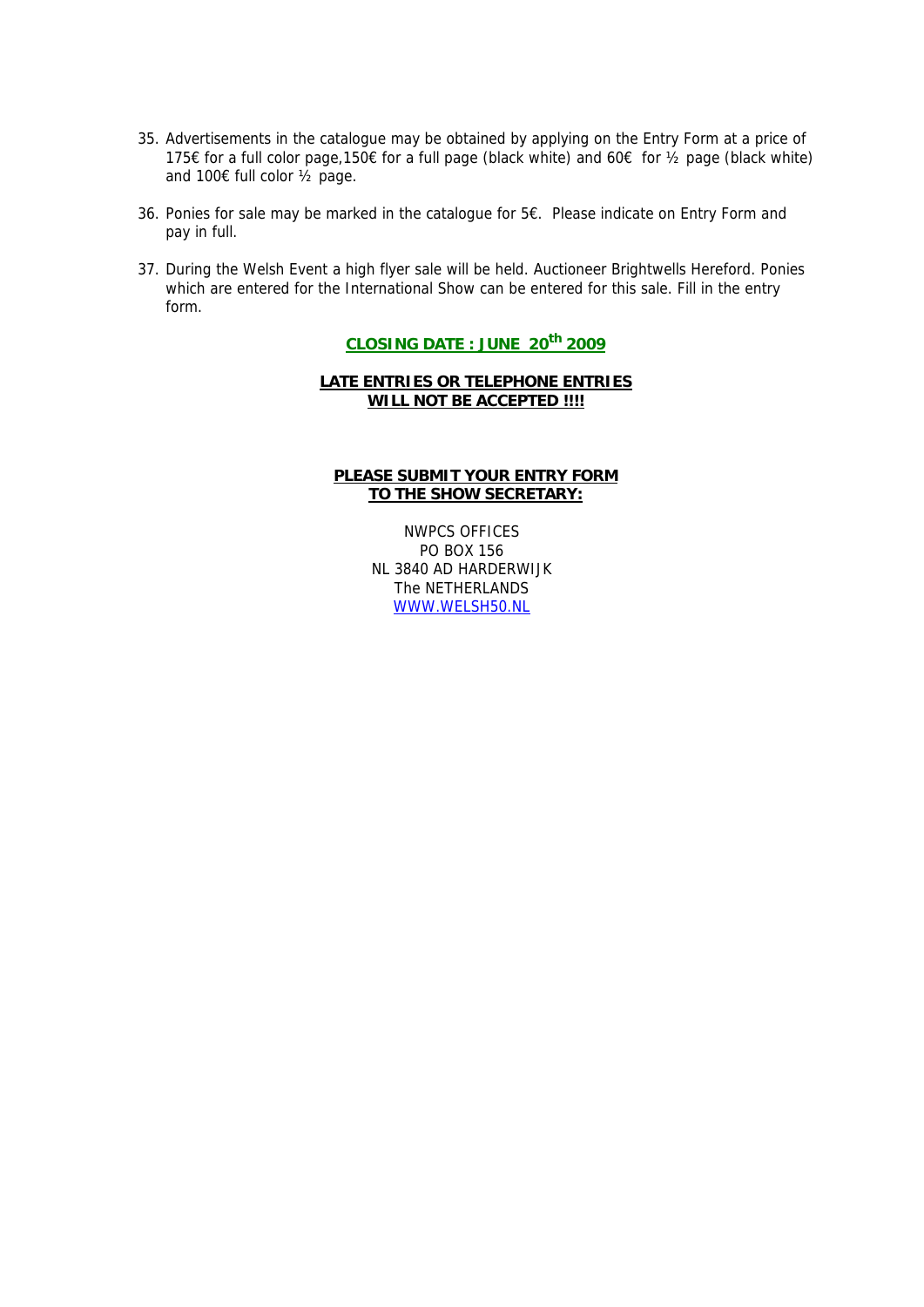35. Advertisements in the catalogue may be obtained by applying on the Entry Form at a price of 175€ for a full color page,150€ for a full page (black white) and 60€ for ½ page (black white) and 100€ full color ½ page.

36. Ponies for sale may be marked in the catalogue for 5€. Please indicate on Entry Form and pay in full.

37. During the Welsh Event a high flyer sale will be held. Auctioneer Brightwells Hereford. Ponies which are entered for the International Show can be entered for this sale. Fill in the entry form.

**CLOSING DATE : JUNE 20th 2009**

**LATE ENTRIES OR TELEPHONE ENTRIES**
**WILL NOT BE ACCEPTED !!!!**

**PLEASE SUBMIT YOUR ENTRY FORM**
**TO THE SHOW SECRETARY:**

NWPCS OFFICES
PO BOX 156
NL 3840 AD HARDERWIJK
The NETHERLANDS
WWW.WELSH50.NL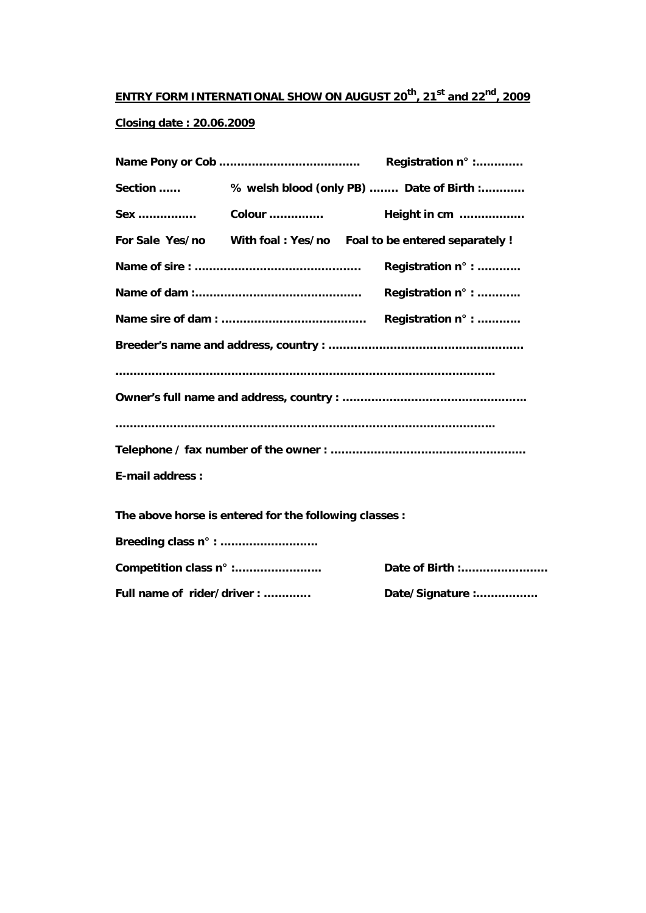**<u>ENTRY FORM INTERNATIONAL SHOW ON AUGUST 20th, 21st and 22nd, 2009</u>**

**<u>Closing date : 20.06.2009</u>**

**Name Pony or Cob ………………………………… Registration n° :…………**

**Section …… % welsh blood (only PB) …….. Date of Birth :…………**

**Sex …………… Colour ………….. Height in cm ………………**

**For Sale Yes/no With foal : Yes/no Foal to be entered separately !**

**Name of sire : ……………………………………… Registration n° : ………..**

**Name of dam :……………………………………… Registration n° : ………..**

**Name sire of dam : ………………………………… Registration n° : ………..**

**Breeder's name and address, country : ………………………………………………**

**…………………………………………………………………………………………..**

**Owner's full name and address, country : ……………………………………………**

**…………………………………………………………………………………………..**

**Telephone / fax number of the owner : ………………………………………………**

**E-mail address :**

**The above horse is entered for the following classes :**

**Breeding class n° : ………………………**

**Competition class n° :…………………… Date of Birth :……………………**

**Full name of rider/driver : ………… Date/Signature :……………**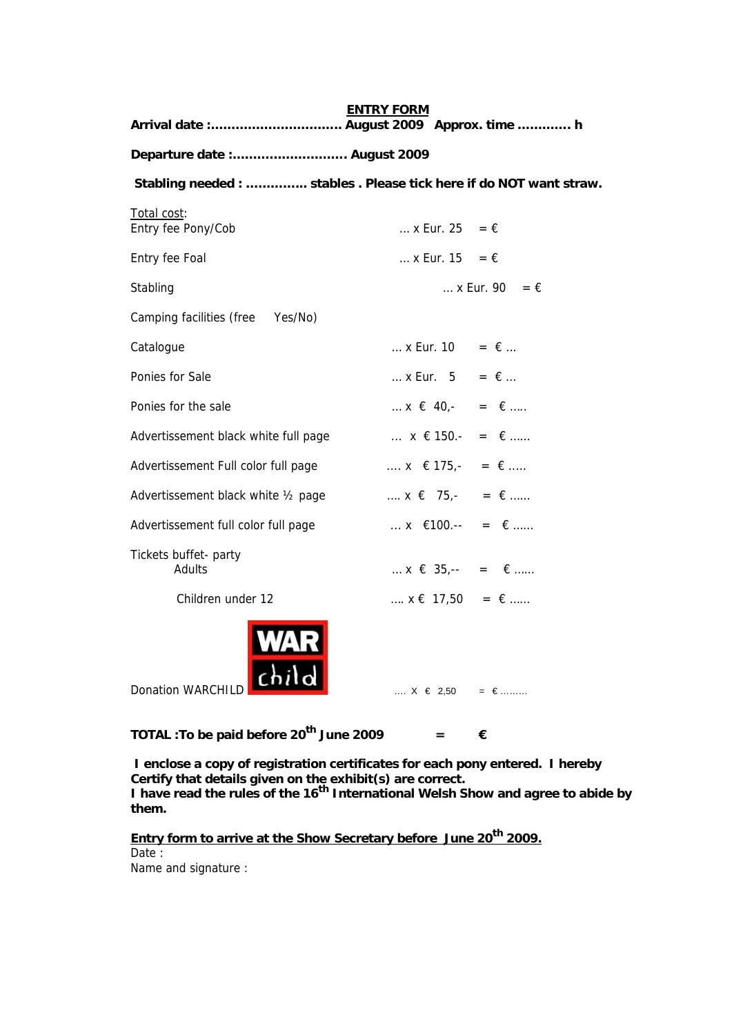## ENTRY FORM

**Arrival date :................................ August 2009   Approx. time ............. h**

**Departure date :............................ August 2009**

**Stabling needed : .............. stables . Please tick here if do NOT want straw.**

Total cost:

| | | |
|---|---|---|
| Entry fee Pony/Cob | ... x Eur. 25 | = € |
| Entry fee Foal | ... x Eur. 15 | = € |
| Stabling | ... x Eur. 90 | = € |
| Camping facilities (free     Yes/No) | | |
| Catalogue | ... x Eur. 10 | = € ... |
| Ponies for Sale | ... x Eur.   5 | = € ... |
| Ponies for the sale | ... x  €  40,- | =  € ..... |
| Advertisement black white full page | ...  x  € 150.- | =  € ...... |
| Advertisement Full color full page | .... x   € 175,- | = € ..... |
| Advertisement black white ½ page | .... x  €   75,- | = € ...... |
| Advertisement full color full page | ... x   €100.-- | =  € ...... |
| Tickets buffet- party | | |
| Adults | ... x  €  35,-- | =   € ...... |
| Children under 12 | .... x €  17,50 | = € ...... |
| Donation WARCHILD | .... X  €  2,50 | = € ......... |

**TOTAL :To be paid before 20th June 2009          =          €**

**I enclose a copy of registration certificates for each pony entered.  I hereby Certify that details given on the exhibit(s) are correct.**
**I have read the rules of the 16th International Welsh Show and agree to abide by them.**

**Entry form to arrive at the Show Secretary before  June 20th 2009.**

Date :

Name and signature :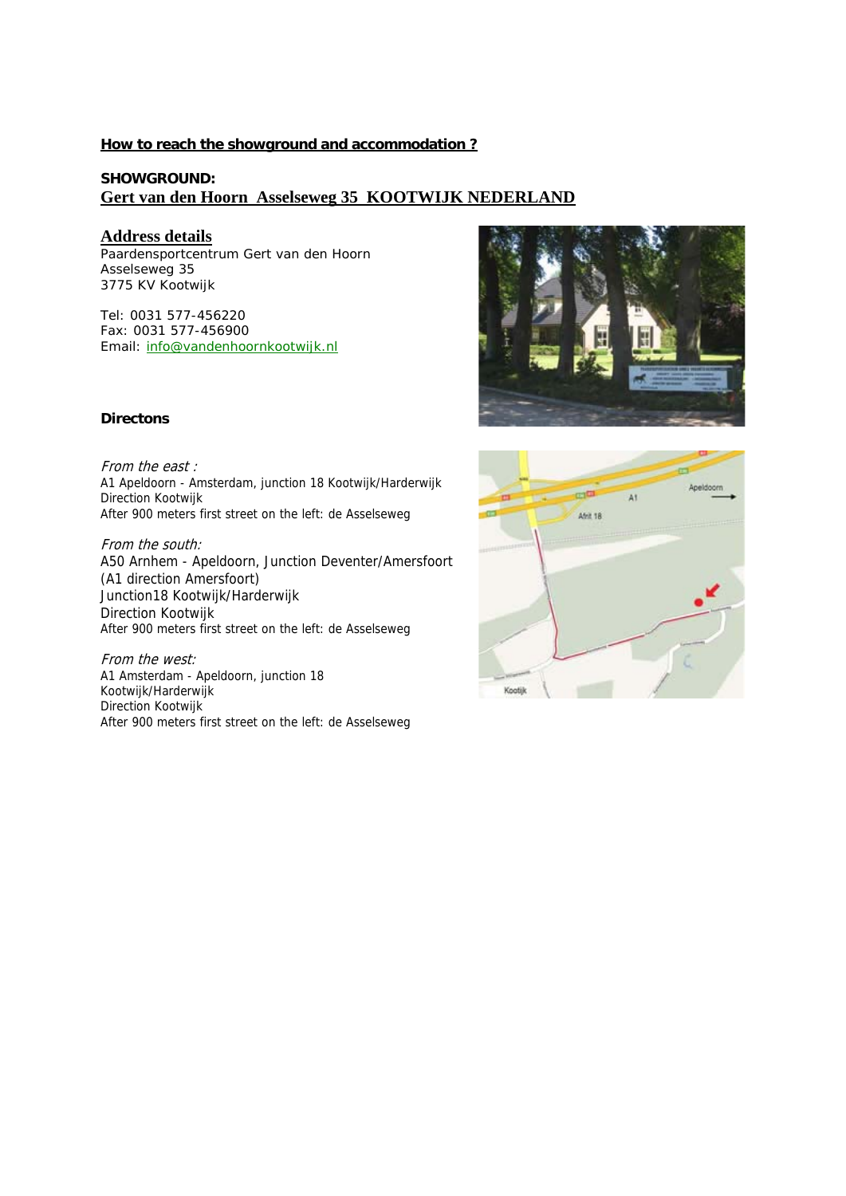**How to reach the showground and accommodation ?**

**SHOWGROUND:**

## Gert van den Hoorn  Asselseweg 35  KOOTWIJK NEDERLAND

### Address details

Paardensportcentrum Gert van den Hoorn
Asselseweg 35
3775 KV Kootwijk

Tel: 0031 577-456220
Fax: 0031 577-456900
Email: info@vandenhoornkootwijk.nl

**Directons**

*From the east :*
A1 Apeldoorn - Amsterdam, junction 18 Kootwijk/Harderwijk
Direction Kootwijk
After 900 meters first street on the left: de Asselseweg

*From the south:*
A50 Arnhem - Apeldoorn, Junction Deventer/Amersfoort
(A1 direction Amersfoort)
Junction18 Kootwijk/Harderwijk
Direction Kootwijk
After 900 meters first street on the left: de Asselseweg

*From the west:*
A1 Amsterdam - Apeldoorn, junction 18
Kootwijk/Harderwijk
Direction Kootwijk
After 900 meters first street on the left: de Asselseweg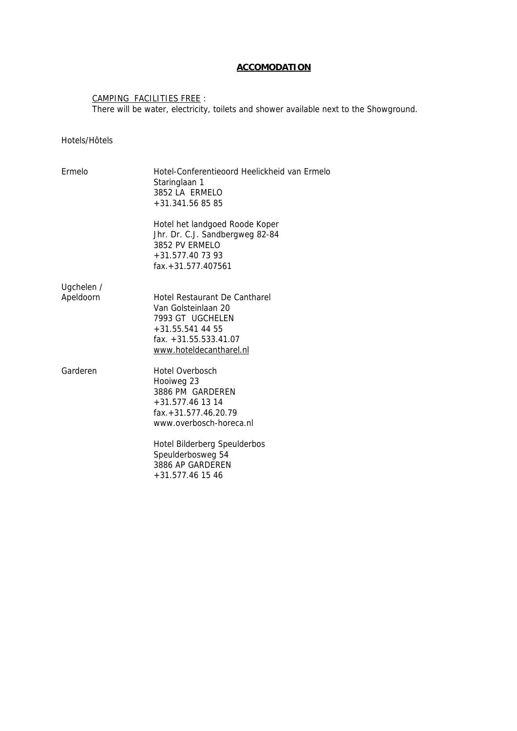# ACCOMODATION

CAMPING FACILITIES FREE :
There will be water, electricity, toilets and shower available next to the Showground.

Hotels/Hôtels

| | |
|---|---|
| Ermelo | Hotel-Conferentieoord Heelickheid van Ermelo<br>Staringlaan 1<br>3852 LA ERMELO<br>+31.341.56 85 85 |
| | Hotel het landgoed Roode Koper<br>Jhr. Dr. C.J. Sandbergweg 82-84<br>3852 PV ERMELO<br>+31.577.40 73 93<br>fax.+31.577.407561 |
| Ugchelen / Apeldoorn | Hotel Restaurant De Cantharel<br>Van Golsteinlaan 20<br>7993 GT UGCHELEN<br>+31.55.541 44 55<br>fax. +31.55.533.41.07<br>www.hoteldecantharel.nl |
| Garderen | Hotel Overbosch<br>Hooiweg 23<br>3886 PM GARDEREN<br>+31.577.46 13 14<br>fax.+31.577.46.20.79<br>www.overbosch-horeca.nl |
| | Hotel Bilderberg Speulderbos<br>Speulderbosweg 54<br>3886 AP GARDEREN<br>+31.577.46 15 46 |